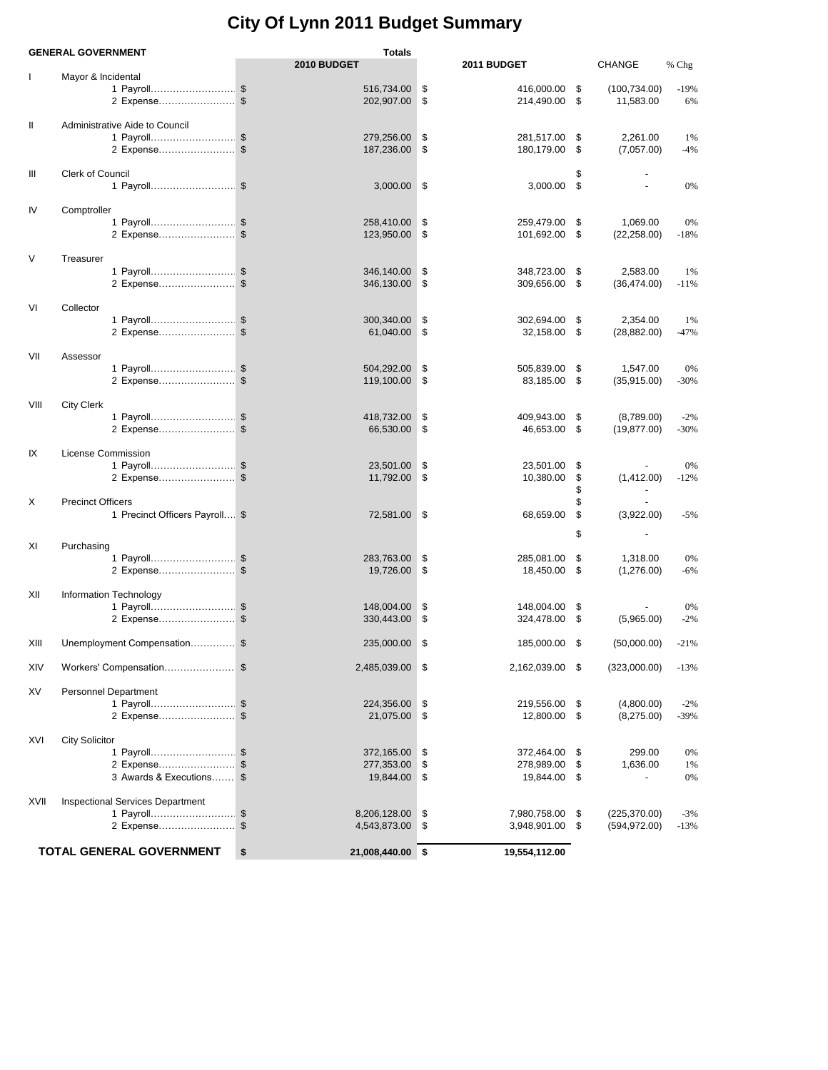# City Of Lynn 2011 Budget Summary

| GENERAL GOVERNMENT | | Totals 2010 BUDGET | 2011 BUDGET | CHANGE | % Chg |
|---|---|---|---|---|---|
| I | Mayor & Incidental | | | | |
| | 1 Payroll | $ 516,734.00 | $ 416,000.00 | $ (100,734.00) | -19% |
| | 2 Expense | $ 202,907.00 | $ 214,490.00 | $ 11,583.00 | 6% |
| II | Administrative Aide to Council | | | | |
| | 1 Payroll | $ 279,256.00 | $ 281,517.00 | $ 2,261.00 | 1% |
| | 2 Expense | $ 187,236.00 | $ 180,179.00 | $ (7,057.00) | -4% |
| III | Clerk of Council | | | $ - | |
| | 1 Payroll | $ 3,000.00 | $ 3,000.00 | $ - | 0% |
| IV | Comptroller | | | | |
| | 1 Payroll | $ 258,410.00 | $ 259,479.00 | $ 1,069.00 | 0% |
| | 2 Expense | $ 123,950.00 | $ 101,692.00 | $ (22,258.00) | -18% |
| V | Treasurer | | | | |
| | 1 Payroll | $ 346,140.00 | $ 348,723.00 | $ 2,583.00 | 1% |
| | 2 Expense | $ 346,130.00 | $ 309,656.00 | $ (36,474.00) | -11% |
| VI | Collector | | | | |
| | 1 Payroll | $ 300,340.00 | $ 302,694.00 | $ 2,354.00 | 1% |
| | 2 Expense | $ 61,040.00 | $ 32,158.00 | $ (28,882.00) | -47% |
| VII | Assessor | | | | |
| | 1 Payroll | $ 504,292.00 | $ 505,839.00 | $ 1,547.00 | 0% |
| | 2 Expense | $ 119,100.00 | $ 83,185.00 | $ (35,915.00) | -30% |
| VIII | City Clerk | | | | |
| | 1 Payroll | $ 418,732.00 | $ 409,943.00 | $ (8,789.00) | -2% |
| | 2 Expense | $ 66,530.00 | $ 46,653.00 | $ (19,877.00) | -30% |
| IX | License Commission | | | | |
| | 1 Payroll | $ 23,501.00 | $ 23,501.00 | $ - | 0% |
| | 2 Expense | $ 11,792.00 | $ 10,380.00 | $ (1,412.00) | -12% |
| | | | | $ - | |
| X | Precinct Officers | | | $ - | |
| | 1 Precinct Officers Payroll | $ 72,581.00 | $ 68,659.00 | $ (3,922.00) | -5% |
| | | | | $ - | |
| XI | Purchasing | | | | |
| | 1 Payroll | $ 283,763.00 | $ 285,081.00 | $ 1,318.00 | 0% |
| | 2 Expense | $ 19,726.00 | $ 18,450.00 | $ (1,276.00) | -6% |
| XII | Information Technology | | | | |
| | 1 Payroll | $ 148,004.00 | $ 148,004.00 | $ - | 0% |
| | 2 Expense | $ 330,443.00 | $ 324,478.00 | $ (5,965.00) | -2% |
| XIII | Unemployment Compensation | $ 235,000.00 | $ 185,000.00 | $ (50,000.00) | -21% |
| XIV | Workers' Compensation | $ 2,485,039.00 | $ 2,162,039.00 | $ (323,000.00) | -13% |
| XV | Personnel Department | | | | |
| | 1 Payroll | $ 224,356.00 | $ 219,556.00 | $ (4,800.00) | -2% |
| | 2 Expense | $ 21,075.00 | $ 12,800.00 | $ (8,275.00) | -39% |
| XVI | City Solicitor | | | | |
| | 1 Payroll | $ 372,165.00 | $ 372,464.00 | $ 299.00 | 0% |
| | 2 Expense | $ 277,353.00 | $ 278,989.00 | $ 1,636.00 | 1% |
| | 3 Awards & Executions | $ 19,844.00 | $ 19,844.00 | $ - | 0% |
| XVII | Inspectional Services Department | | | | |
| | 1 Payroll | $ 8,206,128.00 | $ 7,980,758.00 | $ (225,370.00) | -3% |
| | 2 Expense | $ 4,543,873.00 | $ 3,948,901.00 | $ (594,972.00) | -13% |
| **TOTAL GENERAL GOVERNMENT** | | **$ 21,008,440.00** | **$ 19,554,112.00** | | |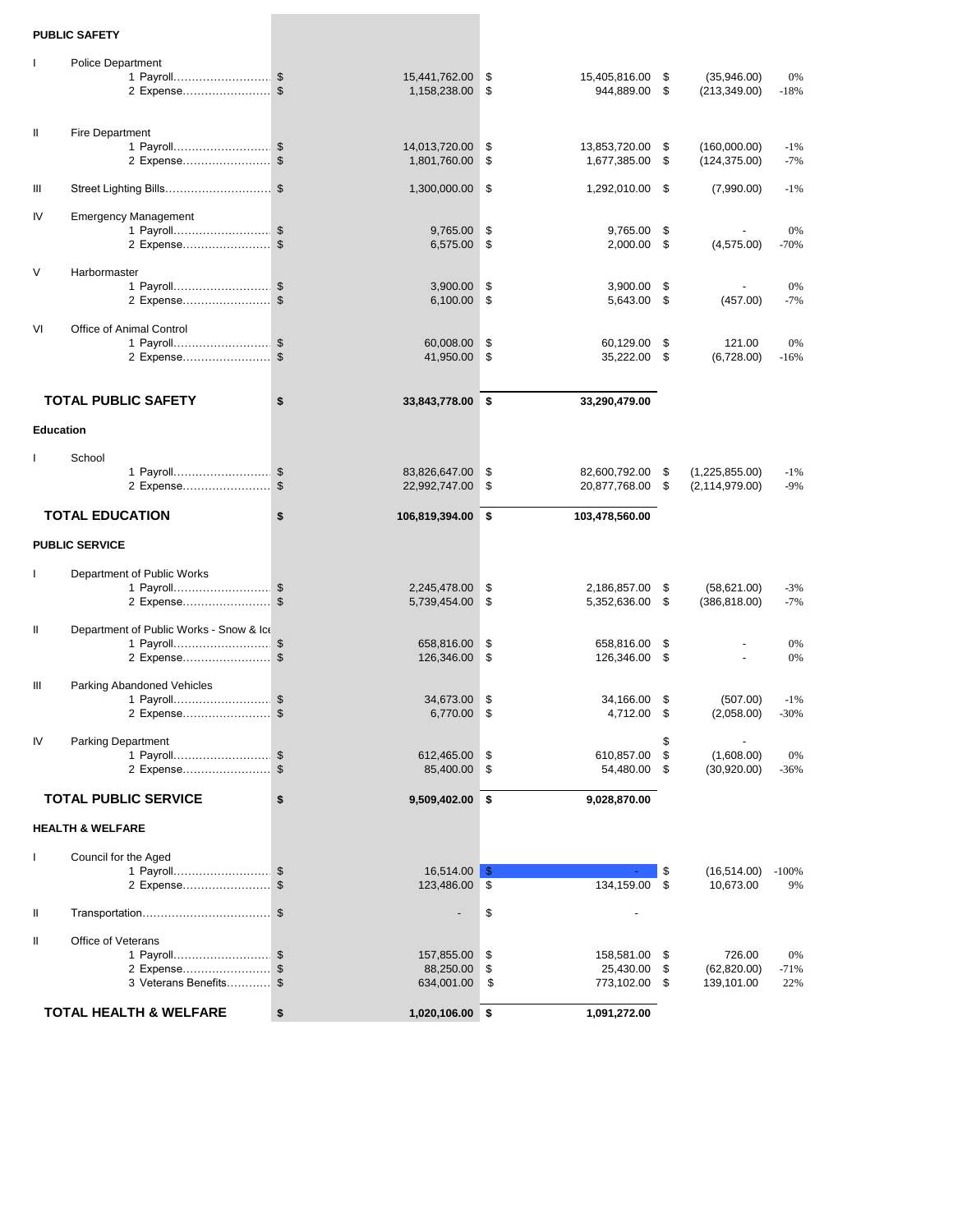| | | | | | |
|---|---|---|---|---|---|
| **PUBLIC SAFETY** | | | | | |
| I | Police Department | | | | |
| | 1 Payroll............................ | $ 15,441,762.00 | $ 15,405,816.00 | $ (35,946.00) | 0% |
| | 2 Expense........................ | $ 1,158,238.00 | $ 944,889.00 | $ (213,349.00) | -18% |
| II | Fire Department | | | | |
| | 1 Payroll............................ | $ 14,013,720.00 | $ 13,853,720.00 | $ (160,000.00) | -1% |
| | 2 Expense........................ | $ 1,801,760.00 | $ 1,677,385.00 | $ (124,375.00) | -7% |
| III | Street Lighting Bills.............................. | $ 1,300,000.00 | $ 1,292,010.00 | $ (7,990.00) | -1% |
| IV | Emergency Management | | | | |
| | 1 Payroll............................ | $ 9,765.00 | $ 9,765.00 | $ - | 0% |
| | 2 Expense........................ | $ 6,575.00 | $ 2,000.00 | $ (4,575.00) | -70% |
| V | Harbormaster | | | | |
| | 1 Payroll............................ | $ 3,900.00 | $ 3,900.00 | $ - | 0% |
| | 2 Expense........................ | $ 6,100.00 | $ 5,643.00 | $ (457.00) | -7% |
| VI | Office of Animal Control | | | | |
| | 1 Payroll............................ | $ 60,008.00 | $ 60,129.00 | $ 121.00 | 0% |
| | 2 Expense........................ | $ 41,950.00 | $ 35,222.00 | $ (6,728.00) | -16% |
| | **TOTAL PUBLIC SAFETY** | **$ 33,843,778.00** | **$ 33,290,479.00** | | |
| **Education** | | | | | |
| I | School | | | | |
| | 1 Payroll............................ | $ 83,826,647.00 | $ 82,600,792.00 | $ (1,225,855.00) | -1% |
| | 2 Expense........................ | $ 22,992,747.00 | $ 20,877,768.00 | $ (2,114,979.00) | -9% |
| | **TOTAL EDUCATION** | **$ 106,819,394.00** | **$ 103,478,560.00** | | |
| **PUBLIC SERVICE** | | | | | |
| I | Department of Public Works | | | | |
| | 1 Payroll............................ | $ 2,245,478.00 | $ 2,186,857.00 | $ (58,621.00) | -3% |
| | 2 Expense........................ | $ 5,739,454.00 | $ 5,352,636.00 | $ (386,818.00) | -7% |
| II | Department of Public Works - Snow & Ice | | | | |
| | 1 Payroll............................ | $ 658,816.00 | $ 658,816.00 | $ - | 0% |
| | 2 Expense........................ | $ 126,346.00 | $ 126,346.00 | $ - | 0% |
| III | Parking Abandoned Vehicles | | | | |
| | 1 Payroll............................ | $ 34,673.00 | $ 34,166.00 | $ (507.00) | -1% |
| | 2 Expense........................ | $ 6,770.00 | $ 4,712.00 | $ (2,058.00) | -30% |
| IV | Parking Department | | | $ - | |
| | 1 Payroll............................ | $ 612,465.00 | $ 610,857.00 | $ (1,608.00) | 0% |
| | 2 Expense........................ | $ 85,400.00 | $ 54,480.00 | $ (30,920.00) | -36% |
| | **TOTAL PUBLIC SERVICE** | **$ 9,509,402.00** | **$ 9,028,870.00** | | |
| **HEALTH & WELFARE** | | | | | |
| I | Council for the Aged | | | | |
| | 1 Payroll............................ | $ 16,514.00 | $ - | $ (16,514.00) | -100% |
| | 2 Expense........................ | $ 123,486.00 | $ 134,159.00 | $ 10,673.00 | 9% |
| II | Transportation.................................... | $ - | $ - | | |
| II | Office of Veterans | | | | |
| | 1 Payroll............................ | $ 157,855.00 | $ 158,581.00 | $ 726.00 | 0% |
| | 2 Expense........................ | $ 88,250.00 | $ 25,430.00 | $ (62,820.00) | -71% |
| | 3 Veterans Benefits............ | $ 634,001.00 | $ 773,102.00 | $ 139,101.00 | 22% |
| | **TOTAL HEALTH & WELFARE** | **$ 1,020,106.00** | **$ 1,091,272.00** | | |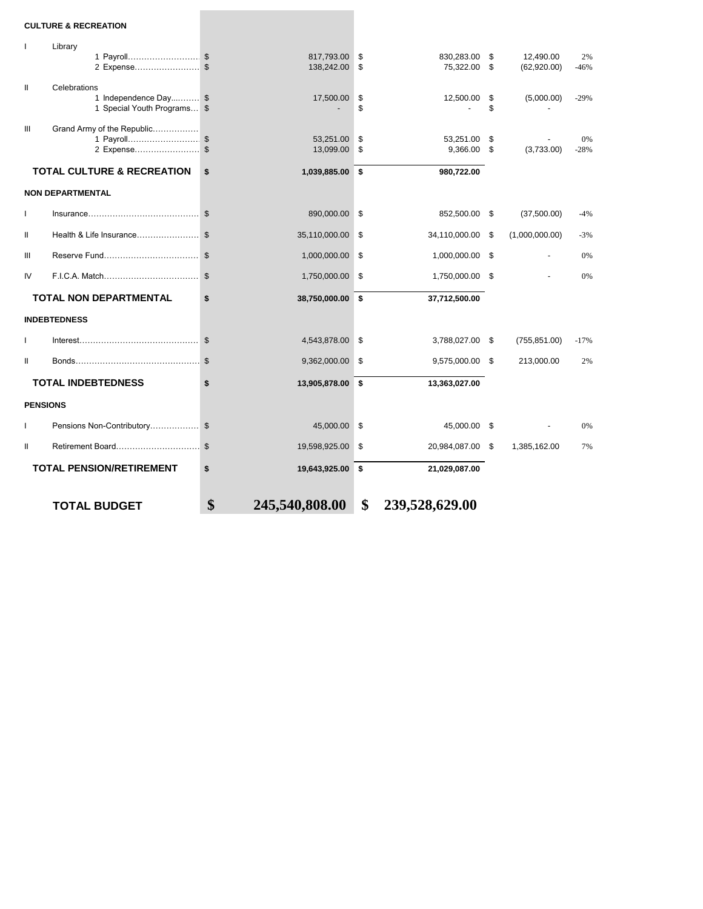| | | | | | |
|---|---|---|---|---|---|
| **CULTURE & RECREATION** | | | | | |
| I | Library | | | | |
| | 1 Payroll………………………. | $ 817,793.00 | $ 830,283.00 | $ 12,490.00 | 2% |
| | 2 Expense……………………. | $ 138,242.00 | $ 75,322.00 | $ (62,920.00) | -46% |
| II | Celebrations | | | | |
| | 1 Independence Day……….. | $ 17,500.00 | $ 12,500.00 | $ (5,000.00) | -29% |
| | 1 Special Youth Programs… | $ - | $ - | $ - | |
| III | Grand Army of the Republic……………. | | | | |
| | 1 Payroll………………………. | $ 53,251.00 | $ 53,251.00 | $ - | 0% |
| | 2 Expense……………………. | $ 13,099.00 | $ 9,366.00 | $ (3,733.00) | -28% |
| **TOTAL CULTURE & RECREATION** | | **$ 1,039,885.00** | **$ 980,722.00** | | |
| **NON DEPARTMENTAL** | | | | | |
| I | Insurance…………………………………. | $ 890,000.00 | $ 852,500.00 | $ (37,500.00) | -4% |
| II | Health & Life Insurance…………………. | $ 35,110,000.00 | $ 34,110,000.00 | $ (1,000,000.00) | -3% |
| III | Reserve Fund……………………………. | $ 1,000,000.00 | $ 1,000,000.00 | $ - | 0% |
| IV | F.I.C.A. Match……………………………. | $ 1,750,000.00 | $ 1,750,000.00 | $ - | 0% |
| **TOTAL NON DEPARTMENTAL** | | **$ 38,750,000.00** | **$ 37,712,500.00** | | |
| **INDEBTEDNESS** | | | | | |
| I | Interest……………………………………. | $ 4,543,878.00 | $ 3,788,027.00 | $ (755,851.00) | -17% |
| II | Bonds………………………………………. | $ 9,362,000.00 | $ 9,575,000.00 | $ 213,000.00 | 2% |
| **TOTAL INDEBTEDNESS** | | **$ 13,905,878.00** | **$ 13,363,027.00** | | |
| **PENSIONS** | | | | | |
| I | Pensions Non-Contributory……………… | $ 45,000.00 | $ 45,000.00 | $ - | 0% |
| II | Retirement Board…………………………. | $ 19,598,925.00 | $ 20,984,087.00 | $ 1,385,162.00 | 7% |
| **TOTAL PENSION/RETIREMENT** | | **$ 19,643,925.00** | **$ 21,029,087.00** | | |
| **TOTAL BUDGET** | | **$ 245,540,808.00** | **$ 239,528,629.00** | | |